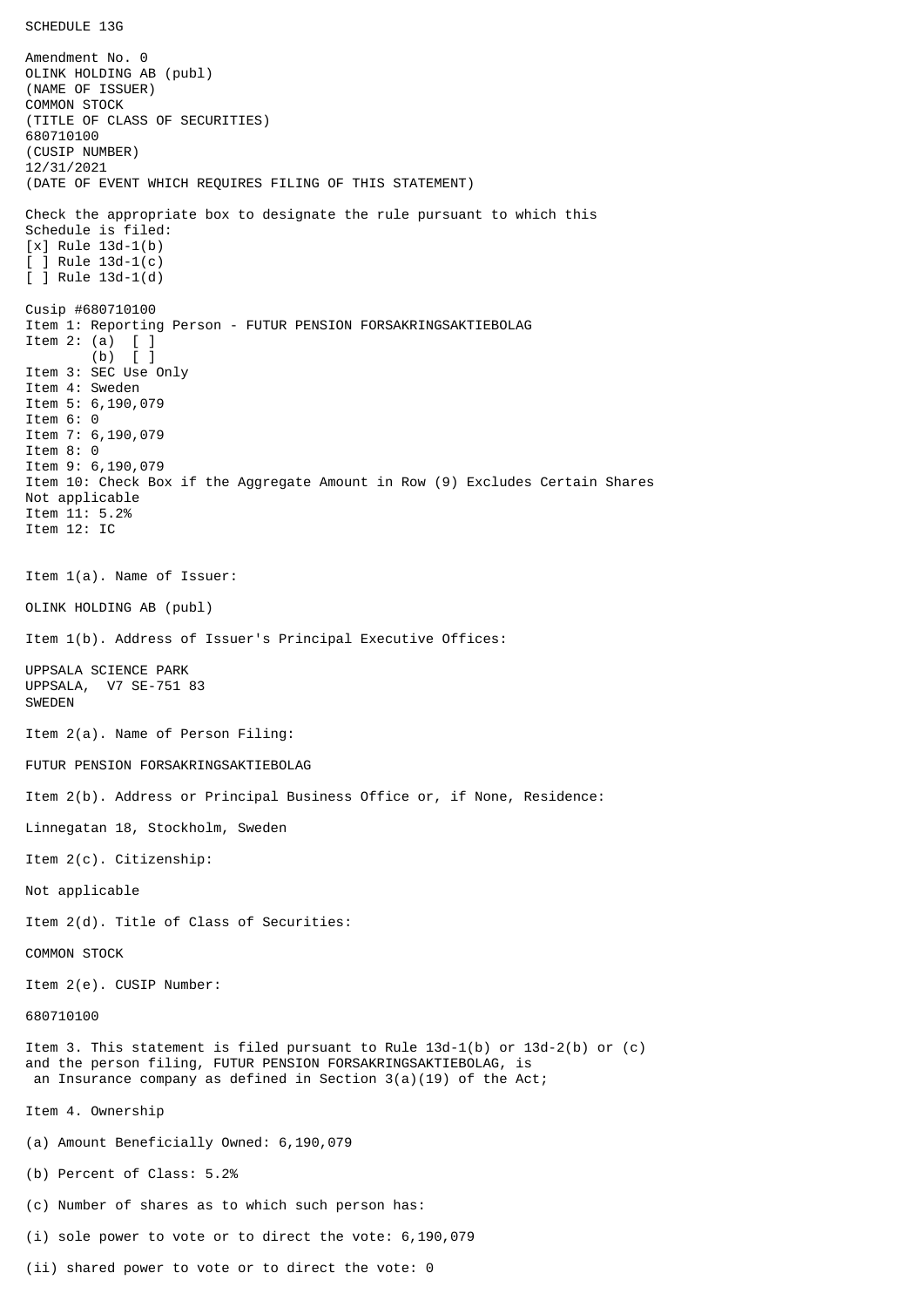SCHEDULE 13G

Amendment No. 0
OLINK HOLDING AB (publ)
(NAME OF ISSUER)
COMMON STOCK
(TITLE OF CLASS OF SECURITIES)
680710100
(CUSIP NUMBER)
12/31/2021
(DATE OF EVENT WHICH REQUIRES FILING OF THIS STATEMENT)

Check the appropriate box to designate the rule pursuant to which this Schedule is filed:
[x] Rule 13d-1(b)
[ ] Rule 13d-1(c)
[ ] Rule 13d-1(d)

Cusip #680710100
Item 1: Reporting Person - FUTUR PENSION FORSAKRINGSAKTIEBOLAG
Item 2: (a) [ ]
(b) [ ]
Item 3: SEC Use Only
Item 4: Sweden
Item 5: 6,190,079
Item 6: 0
Item 7: 6,190,079
Item 8: 0
Item 9: 6,190,079
Item 10: Check Box if the Aggregate Amount in Row (9) Excludes Certain Shares
Not applicable
Item 11: 5.2%
Item 12: IC

Item 1(a). Name of Issuer:

OLINK HOLDING AB (publ)

Item 1(b). Address of Issuer's Principal Executive Offices:

UPPSALA SCIENCE PARK
UPPSALA, V7 SE-751 83
SWEDEN

Item 2(a). Name of Person Filing:

FUTUR PENSION FORSAKRINGSAKTIEBOLAG

Item 2(b). Address or Principal Business Office or, if None, Residence:

Linnegatan 18, Stockholm, Sweden

Item 2(c). Citizenship:

Not applicable

Item 2(d). Title of Class of Securities:

COMMON STOCK

Item 2(e). CUSIP Number:

680710100

Item 3. This statement is filed pursuant to Rule 13d-1(b) or 13d-2(b) or (c) and the person filing, FUTUR PENSION FORSAKRINGSAKTIEBOLAG, is an Insurance company as defined in Section 3(a)(19) of the Act;

Item 4. Ownership

(a) Amount Beneficially Owned: 6,190,079

(b) Percent of Class: 5.2%

(c) Number of shares as to which such person has:

(i) sole power to vote or to direct the vote: 6,190,079

(ii) shared power to vote or to direct the vote: 0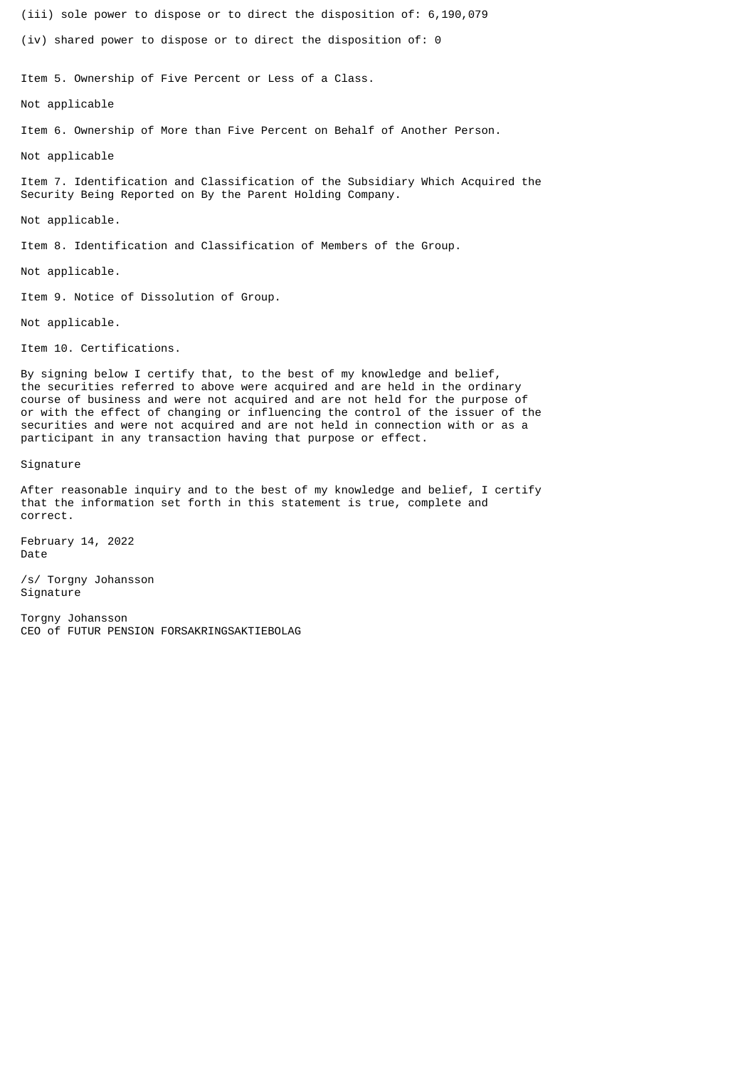(iii) sole power to dispose or to direct the disposition of: 6,190,079

(iv) shared power to dispose or to direct the disposition of: 0

Item 5. Ownership of Five Percent or Less of a Class.

Not applicable

Item 6. Ownership of More than Five Percent on Behalf of Another Person.

Not applicable

Item 7. Identification and Classification of the Subsidiary Which Acquired the Security Being Reported on By the Parent Holding Company.

Not applicable.

Item 8. Identification and Classification of Members of the Group.

Not applicable.

Item 9. Notice of Dissolution of Group.

Not applicable.

Item 10. Certifications.

By signing below I certify that, to the best of my knowledge and belief, the securities referred to above were acquired and are held in the ordinary course of business and were not acquired and are not held for the purpose of or with the effect of changing or influencing the control of the issuer of the securities and were not acquired and are not held in connection with or as a participant in any transaction having that purpose or effect.

Signature

After reasonable inquiry and to the best of my knowledge and belief, I certify that the information set forth in this statement is true, complete and correct.

February 14, 2022
Date

/s/ Torgny Johansson
Signature

Torgny Johansson
CEO of FUTUR PENSION FORSAKRINGSAKTIEBOLAG